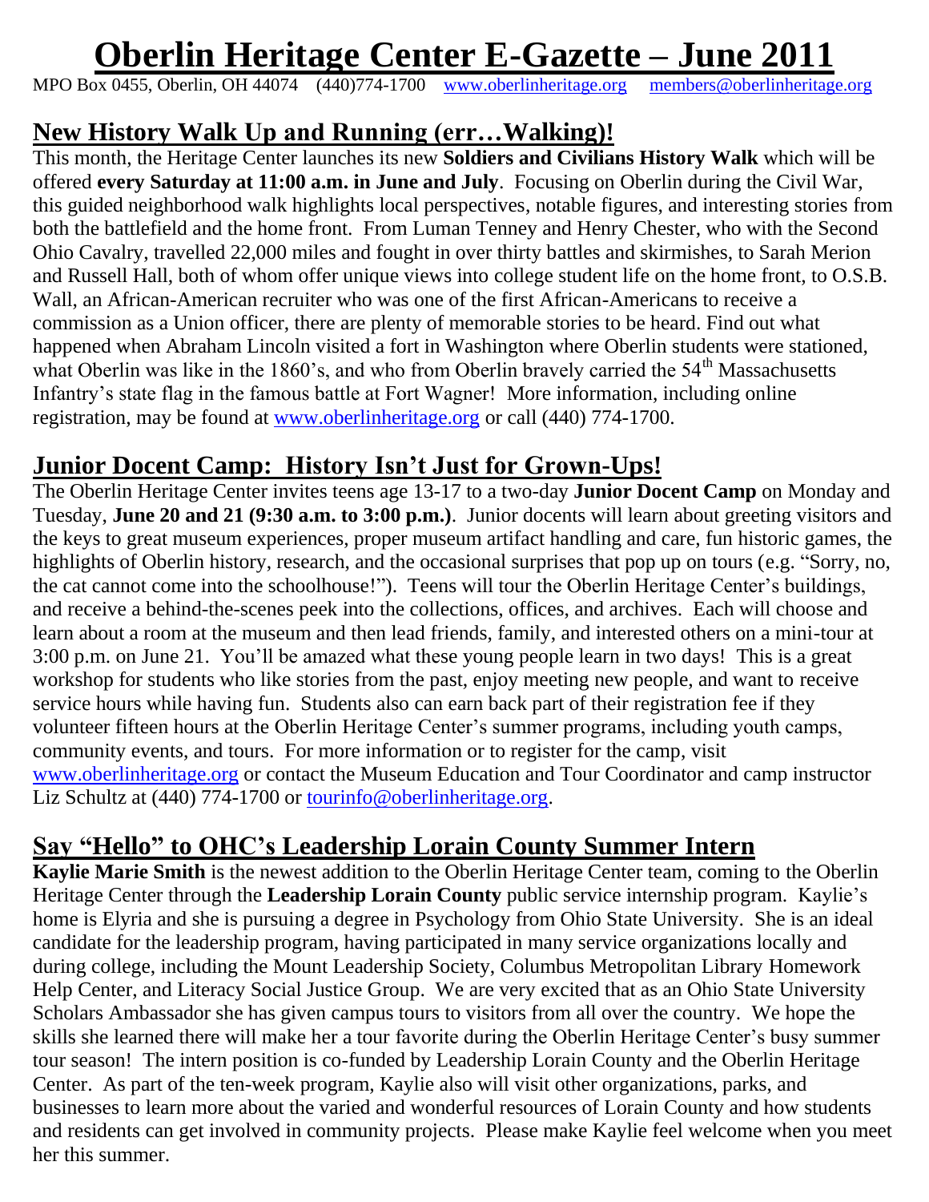# Oberlin Heritage Center E-Gazette – June 2011

MPO Box 0455, Oberlin, OH 44074 (440)774-1700 www.oberlinheritage.org members@oberlinheritage.org

## New History Walk Up and Running (err…Walking)!

This month, the Heritage Center launches its new **Soldiers and Civilians History Walk** which will be offered **every Saturday at 11:00 a.m. in June and July**. Focusing on Oberlin during the Civil War, this guided neighborhood walk highlights local perspectives, notable figures, and interesting stories from both the battlefield and the home front. From Luman Tenney and Henry Chester, who with the Second Ohio Cavalry, travelled 22,000 miles and fought in over thirty battles and skirmishes, to Sarah Merion and Russell Hall, both of whom offer unique views into college student life on the home front, to O.S.B. Wall, an African-American recruiter who was one of the first African-Americans to receive a commission as a Union officer, there are plenty of memorable stories to be heard. Find out what happened when Abraham Lincoln visited a fort in Washington where Oberlin students were stationed, what Oberlin was like in the 1860's, and who from Oberlin bravely carried the 54th Massachusetts Infantry's state flag in the famous battle at Fort Wagner! More information, including online registration, may be found at www.oberlinheritage.org or call (440) 774-1700.

## Junior Docent Camp: History Isn't Just for Grown-Ups!

The Oberlin Heritage Center invites teens age 13-17 to a two-day **Junior Docent Camp** on Monday and Tuesday, **June 20 and 21 (9:30 a.m. to 3:00 p.m.)**. Junior docents will learn about greeting visitors and the keys to great museum experiences, proper museum artifact handling and care, fun historic games, the highlights of Oberlin history, research, and the occasional surprises that pop up on tours (e.g. "Sorry, no, the cat cannot come into the schoolhouse!"). Teens will tour the Oberlin Heritage Center's buildings, and receive a behind-the-scenes peek into the collections, offices, and archives. Each will choose and learn about a room at the museum and then lead friends, family, and interested others on a mini-tour at 3:00 p.m. on June 21. You'll be amazed what these young people learn in two days! This is a great workshop for students who like stories from the past, enjoy meeting new people, and want to receive service hours while having fun. Students also can earn back part of their registration fee if they volunteer fifteen hours at the Oberlin Heritage Center's summer programs, including youth camps, community events, and tours. For more information or to register for the camp, visit www.oberlinheritage.org or contact the Museum Education and Tour Coordinator and camp instructor Liz Schultz at (440) 774-1700 or tourinfo@oberlinheritage.org.

## Say "Hello" to OHC's Leadership Lorain County Summer Intern

**Kaylie Marie Smith** is the newest addition to the Oberlin Heritage Center team, coming to the Oberlin Heritage Center through the **Leadership Lorain County** public service internship program. Kaylie's home is Elyria and she is pursuing a degree in Psychology from Ohio State University. She is an ideal candidate for the leadership program, having participated in many service organizations locally and during college, including the Mount Leadership Society, Columbus Metropolitan Library Homework Help Center, and Literacy Social Justice Group. We are very excited that as an Ohio State University Scholars Ambassador she has given campus tours to visitors from all over the country. We hope the skills she learned there will make her a tour favorite during the Oberlin Heritage Center's busy summer tour season! The intern position is co-funded by Leadership Lorain County and the Oberlin Heritage Center. As part of the ten-week program, Kaylie also will visit other organizations, parks, and businesses to learn more about the varied and wonderful resources of Lorain County and how students and residents can get involved in community projects. Please make Kaylie feel welcome when you meet her this summer.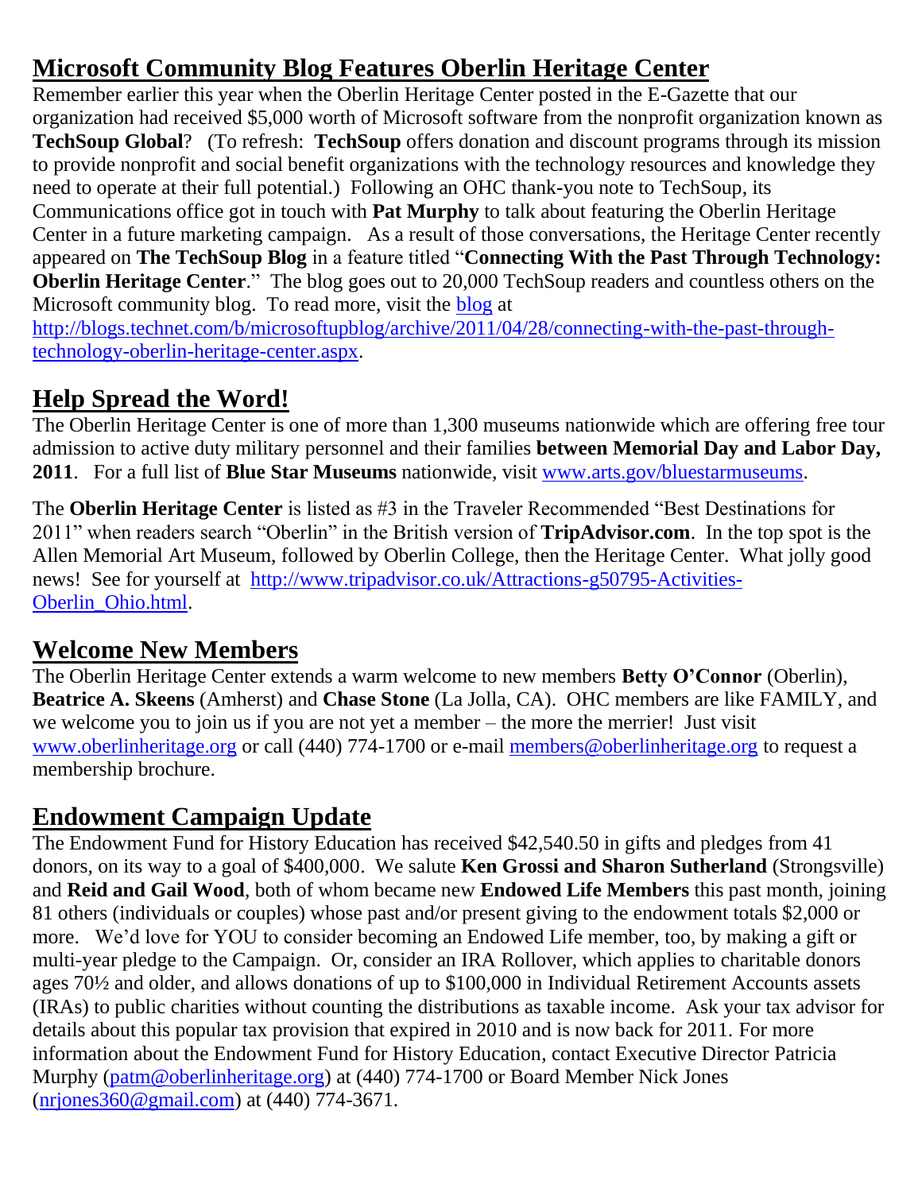## Microsoft Community Blog Features Oberlin Heritage Center

Remember earlier this year when the Oberlin Heritage Center posted in the E-Gazette that our organization had received $5,000 worth of Microsoft software from the nonprofit organization known as **TechSoup Global**? (To refresh: **TechSoup** offers donation and discount programs through its mission to provide nonprofit and social benefit organizations with the technology resources and knowledge they need to operate at their full potential.) Following an OHC thank-you note to TechSoup, its Communications office got in touch with **Pat Murphy** to talk about featuring the Oberlin Heritage Center in a future marketing campaign. As a result of those conversations, the Heritage Center recently appeared on **The TechSoup Blog** in a feature titled "**Connecting With the Past Through Technology: Oberlin Heritage Center**." The blog goes out to 20,000 TechSoup readers and countless others on the Microsoft community blog. To read more, visit the blog at http://blogs.technet.com/b/microsoftupblog/archive/2011/04/28/connecting-with-the-past-through-technology-oberlin-heritage-center.aspx.

## Help Spread the Word!

The Oberlin Heritage Center is one of more than 1,300 museums nationwide which are offering free tour admission to active duty military personnel and their families **between Memorial Day and Labor Day, 2011**. For a full list of **Blue Star Museums** nationwide, visit www.arts.gov/bluestarmuseums.

The **Oberlin Heritage Center** is listed as #3 in the Traveler Recommended "Best Destinations for 2011" when readers search "Oberlin" in the British version of **TripAdvisor.com**. In the top spot is the Allen Memorial Art Museum, followed by Oberlin College, then the Heritage Center. What jolly good news! See for yourself at http://www.tripadvisor.co.uk/Attractions-g50795-Activities-Oberlin_Ohio.html.

## Welcome New Members

The Oberlin Heritage Center extends a warm welcome to new members **Betty O'Connor** (Oberlin), **Beatrice A. Skeens** (Amherst) and **Chase Stone** (La Jolla, CA). OHC members are like FAMILY, and we welcome you to join us if you are not yet a member – the more the merrier! Just visit www.oberlinheritage.org or call (440) 774-1700 or e-mail members@oberlinheritage.org to request a membership brochure.

## Endowment Campaign Update

The Endowment Fund for History Education has received $42,540.50 in gifts and pledges from 41 donors, on its way to a goal of $400,000. We salute **Ken Grossi and Sharon Sutherland** (Strongsville) and **Reid and Gail Wood**, both of whom became new **Endowed Life Members** this past month, joining 81 others (individuals or couples) whose past and/or present giving to the endowment totals $2,000 or more. We'd love for YOU to consider becoming an Endowed Life member, too, by making a gift or multi-year pledge to the Campaign. Or, consider an IRA Rollover, which applies to charitable donors ages 70½ and older, and allows donations of up to $100,000 in Individual Retirement Accounts assets (IRAs) to public charities without counting the distributions as taxable income. Ask your tax advisor for details about this popular tax provision that expired in 2010 and is now back for 2011. For more information about the Endowment Fund for History Education, contact Executive Director Patricia Murphy (patm@oberlinheritage.org) at (440) 774-1700 or Board Member Nick Jones (nrjones360@gmail.com) at (440) 774-3671.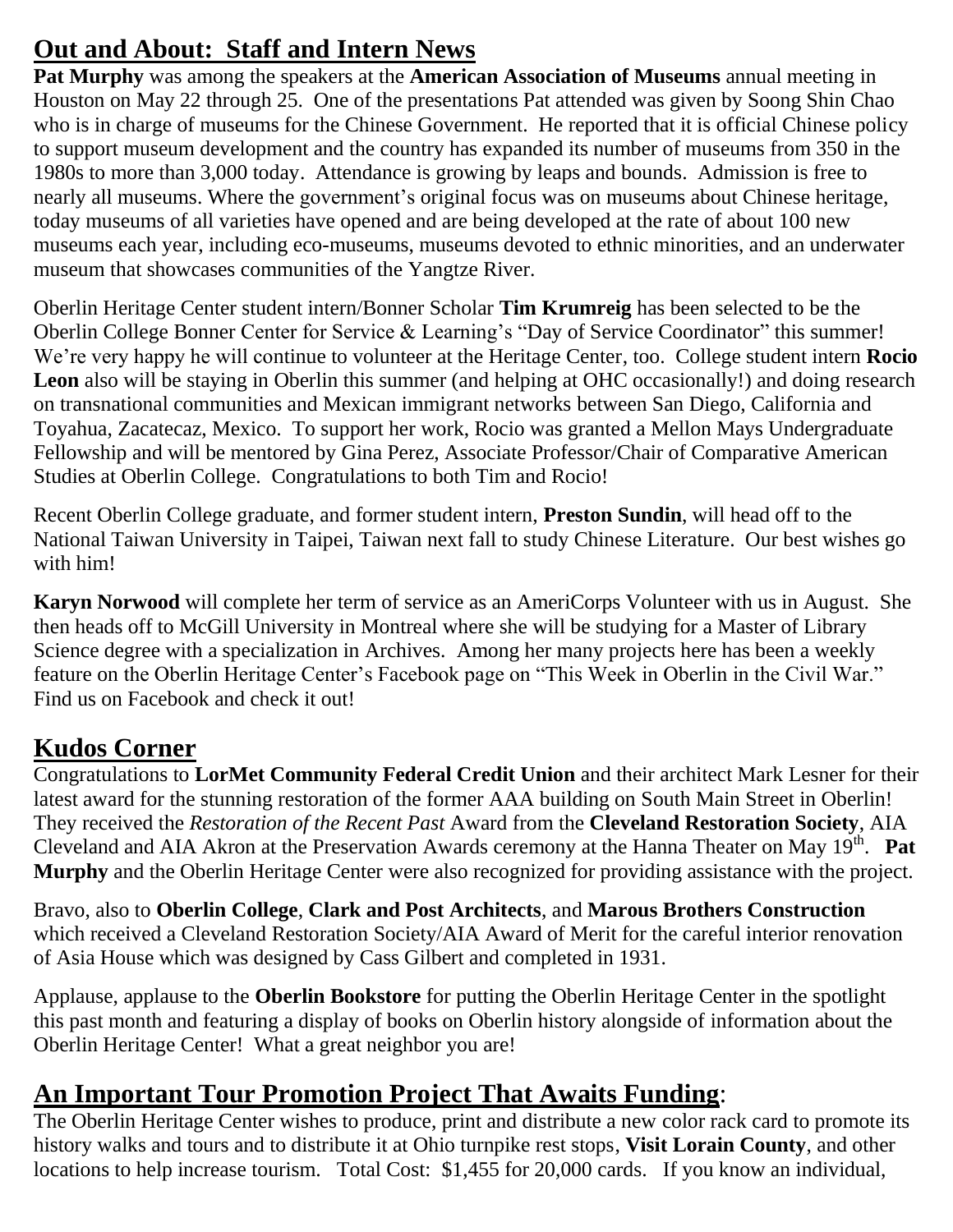## Out and About: Staff and Intern News

**Pat Murphy** was among the speakers at the **American Association of Museums** annual meeting in Houston on May 22 through 25. One of the presentations Pat attended was given by Soong Shin Chao who is in charge of museums for the Chinese Government. He reported that it is official Chinese policy to support museum development and the country has expanded its number of museums from 350 in the 1980s to more than 3,000 today. Attendance is growing by leaps and bounds. Admission is free to nearly all museums. Where the government's original focus was on museums about Chinese heritage, today museums of all varieties have opened and are being developed at the rate of about 100 new museums each year, including eco-museums, museums devoted to ethnic minorities, and an underwater museum that showcases communities of the Yangtze River.

Oberlin Heritage Center student intern/Bonner Scholar **Tim Krumreig** has been selected to be the Oberlin College Bonner Center for Service & Learning's "Day of Service Coordinator" this summer! We're very happy he will continue to volunteer at the Heritage Center, too. College student intern **Rocio Leon** also will be staying in Oberlin this summer (and helping at OHC occasionally!) and doing research on transnational communities and Mexican immigrant networks between San Diego, California and Toyahua, Zacatecaz, Mexico. To support her work, Rocio was granted a Mellon Mays Undergraduate Fellowship and will be mentored by Gina Perez, Associate Professor/Chair of Comparative American Studies at Oberlin College. Congratulations to both Tim and Rocio!

Recent Oberlin College graduate, and former student intern, **Preston Sundin**, will head off to the National Taiwan University in Taipei, Taiwan next fall to study Chinese Literature. Our best wishes go with him!

**Karyn Norwood** will complete her term of service as an AmeriCorps Volunteer with us in August. She then heads off to McGill University in Montreal where she will be studying for a Master of Library Science degree with a specialization in Archives. Among her many projects here has been a weekly feature on the Oberlin Heritage Center's Facebook page on "This Week in Oberlin in the Civil War." Find us on Facebook and check it out!

## Kudos Corner

Congratulations to **LorMet Community Federal Credit Union** and their architect Mark Lesner for their latest award for the stunning restoration of the former AAA building on South Main Street in Oberlin! They received the *Restoration of the Recent Past* Award from the **Cleveland Restoration Society**, AIA Cleveland and AIA Akron at the Preservation Awards ceremony at the Hanna Theater on May 19th. **Pat Murphy** and the Oberlin Heritage Center were also recognized for providing assistance with the project.

Bravo, also to **Oberlin College**, **Clark and Post Architects**, and **Marous Brothers Construction** which received a Cleveland Restoration Society/AIA Award of Merit for the careful interior renovation of Asia House which was designed by Cass Gilbert and completed in 1931.

Applause, applause to the **Oberlin Bookstore** for putting the Oberlin Heritage Center in the spotlight this past month and featuring a display of books on Oberlin history alongside of information about the Oberlin Heritage Center! What a great neighbor you are!

## An Important Tour Promotion Project That Awaits Funding:

The Oberlin Heritage Center wishes to produce, print and distribute a new color rack card to promote its history walks and tours and to distribute it at Ohio turnpike rest stops, **Visit Lorain County**, and other locations to help increase tourism. Total Cost: $1,455 for 20,000 cards. If you know an individual,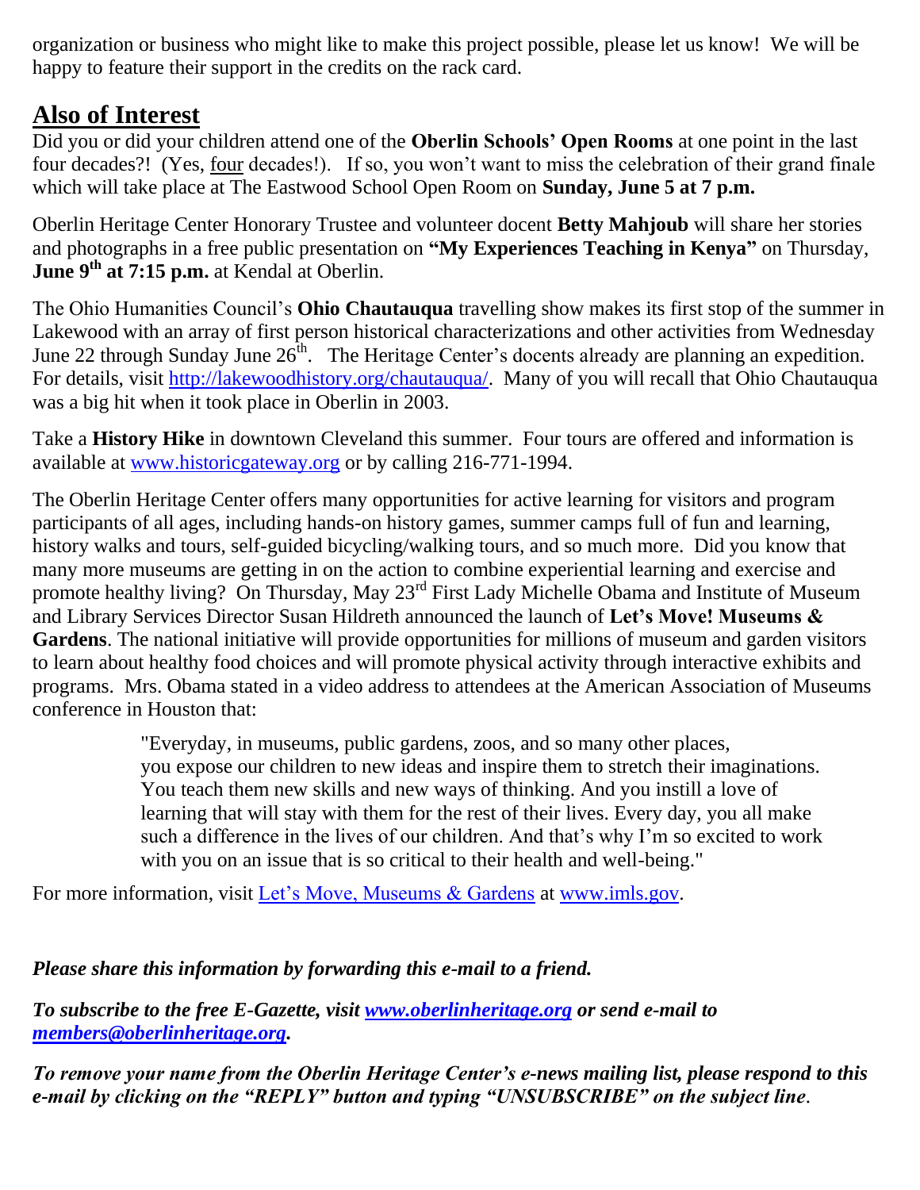organization or business who might like to make this project possible, please let us know! We will be happy to feature their support in the credits on the rack card.

## Also of Interest

Did you or did your children attend one of the **Oberlin Schools' Open Rooms** at one point in the last four decades?! (Yes, four decades!). If so, you won't want to miss the celebration of their grand finale which will take place at The Eastwood School Open Room on **Sunday, June 5 at 7 p.m.**

Oberlin Heritage Center Honorary Trustee and volunteer docent **Betty Mahjoub** will share her stories and photographs in a free public presentation on **"My Experiences Teaching in Kenya"** on Thursday, **June 9th at 7:15 p.m.** at Kendal at Oberlin.

The Ohio Humanities Council's **Ohio Chautauqua** travelling show makes its first stop of the summer in Lakewood with an array of first person historical characterizations and other activities from Wednesday June 22 through Sunday June 26th. The Heritage Center's docents already are planning an expedition. For details, visit http://lakewoodhistory.org/chautauqua/. Many of you will recall that Ohio Chautauqua was a big hit when it took place in Oberlin in 2003.

Take a **History Hike** in downtown Cleveland this summer. Four tours are offered and information is available at www.historicgateway.org or by calling 216-771-1994.

The Oberlin Heritage Center offers many opportunities for active learning for visitors and program participants of all ages, including hands-on history games, summer camps full of fun and learning, history walks and tours, self-guided bicycling/walking tours, and so much more. Did you know that many more museums are getting in on the action to combine experiential learning and exercise and promote healthy living? On Thursday, May 23rd First Lady Michelle Obama and Institute of Museum and Library Services Director Susan Hildreth announced the launch of **Let's Move! Museums & Gardens**. The national initiative will provide opportunities for millions of museum and garden visitors to learn about healthy food choices and will promote physical activity through interactive exhibits and programs. Mrs. Obama stated in a video address to attendees at the American Association of Museums conference in Houston that:

> "Everyday, in museums, public gardens, zoos, and so many other places, you expose our children to new ideas and inspire them to stretch their imaginations. You teach them new skills and new ways of thinking. And you instill a love of learning that will stay with them for the rest of their lives. Every day, you all make such a difference in the lives of our children. And that's why I'm so excited to work with you on an issue that is so critical to their health and well-being."

For more information, visit Let's Move, Museums & Gardens at www.imls.gov.

***Please share this information by forwarding this e-mail to a friend.***

***To subscribe to the free E-Gazette, visit www.oberlinheritage.org or send e-mail to members@oberlinheritage.org.***

***To remove your name from the Oberlin Heritage Center's e-news mailing list, please respond to this e-mail by clicking on the "REPLY" button and typing "UNSUBSCRIBE" on the subject line.***